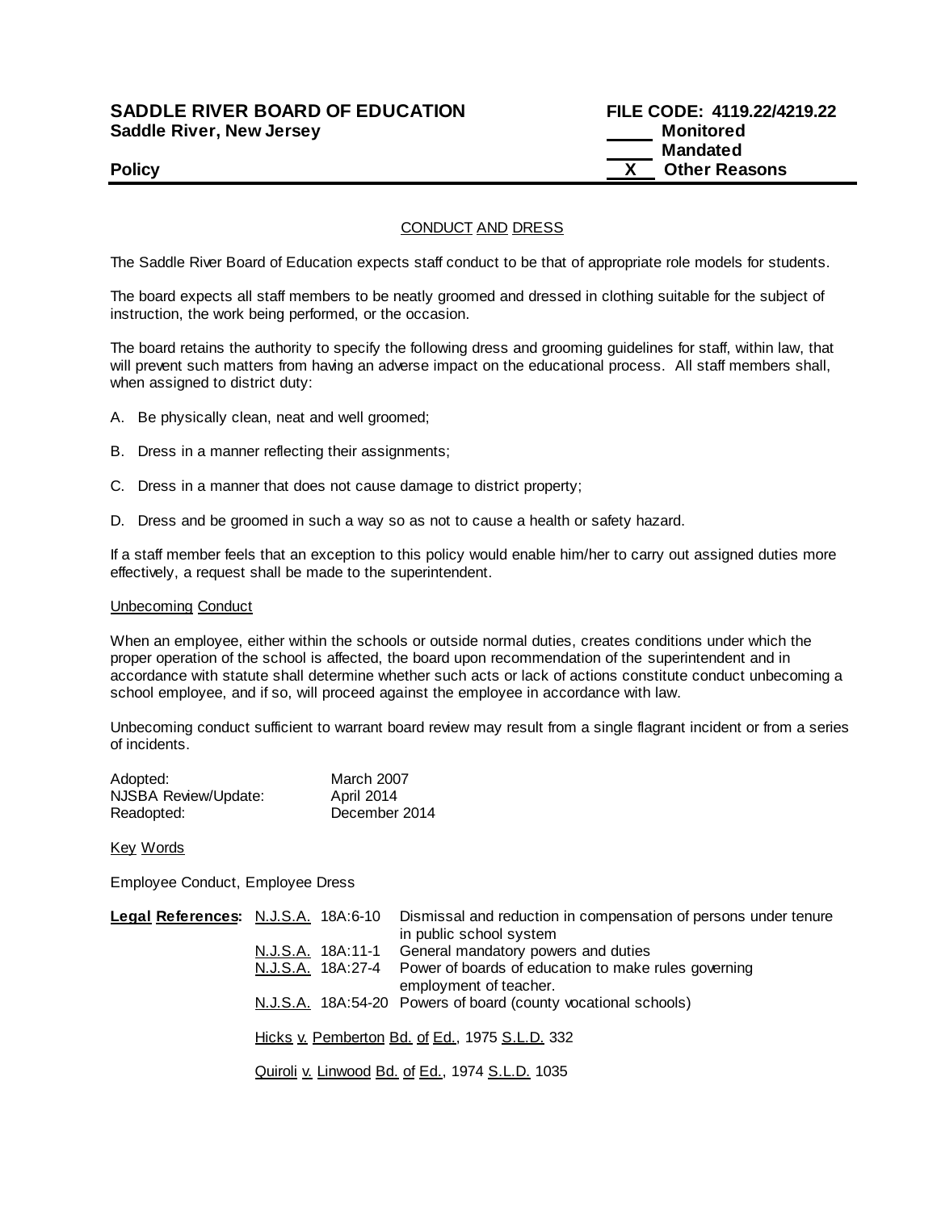**SADDLE RIVER BOARD OF EDUCATION**
**Saddle River, New Jersey**

**FILE CODE: 4119.22/4219.22**

_____ **Monitored**
_____ **Mandated**
__X__ **Other Reasons**

**Policy**

## CONDUCT AND DRESS

The Saddle River Board of Education expects staff conduct to be that of appropriate role models for students.

The board expects all staff members to be neatly groomed and dressed in clothing suitable for the subject of instruction, the work being performed, or the occasion.

The board retains the authority to specify the following dress and grooming guidelines for staff, within law, that will prevent such matters from having an adverse impact on the educational process. All staff members shall, when assigned to district duty:

A. Be physically clean, neat and well groomed;

B. Dress in a manner reflecting their assignments;

C. Dress in a manner that does not cause damage to district property;

D. Dress and be groomed in such a way so as not to cause a health or safety hazard.

If a staff member feels that an exception to this policy would enable him/her to carry out assigned duties more effectively, a request shall be made to the superintendent.

### Unbecoming Conduct

When an employee, either within the schools or outside normal duties, creates conditions under which the proper operation of the school is affected, the board upon recommendation of the superintendent and in accordance with statute shall determine whether such acts or lack of actions constitute conduct unbecoming a school employee, and if so, will proceed against the employee in accordance with law.

Unbecoming conduct sufficient to warrant board review may result from a single flagrant incident or from a series of incidents.

| | |
|---|---|
| Adopted: | March 2007 |
| NJSBA Review/Update: | April 2014 |
| Readopted: | December 2014 |

### Key Words

Employee Conduct, Employee Dress

**Legal References:**

| | |
|---|---|
| N.J.S.A. 18A:6-10 | Dismissal and reduction in compensation of persons under tenure in public school system |
| N.J.S.A. 18A:11-1 | General mandatory powers and duties |
| N.J.S.A. 18A:27-4 | Power of boards of education to make rules governing employment of teacher. |
| N.J.S.A. 18A:54-20 | Powers of board (county vocational schools) |

Hicks v. Pemberton Bd. of Ed., 1975 S.L.D. 332

Quiroli v. Linwood Bd. of Ed., 1974 S.L.D. 1035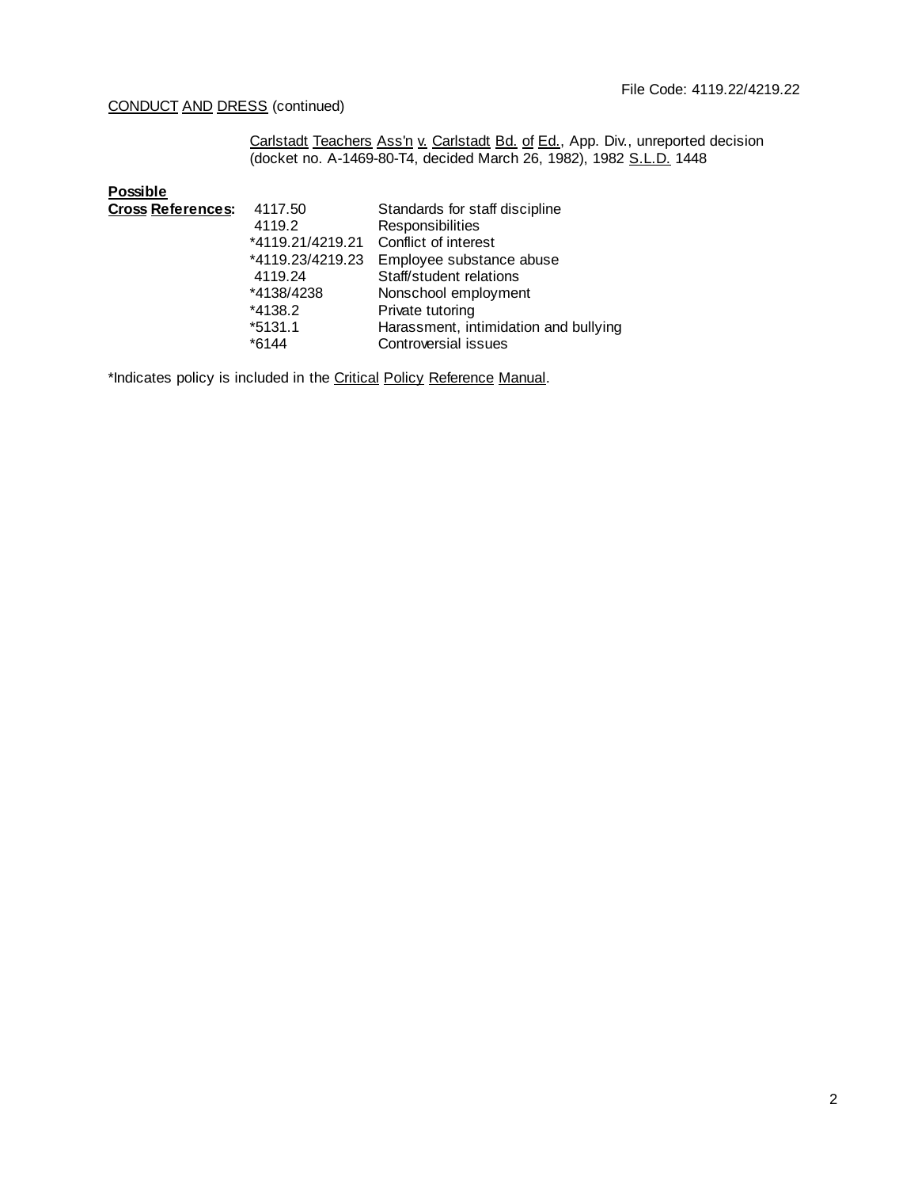CONDUCT AND DRESS (continued)

Carlstadt Teachers Ass'n v. Carlstadt Bd. of Ed., App. Div., unreported decision (docket no. A-1469-80-T4, decided March 26, 1982), 1982 S.L.D. 1448

**Possible Cross References:**

| | |
|---|---|
| 4117.50 | Standards for staff discipline |
| 4119.2 | Responsibilities |
| *4119.21/4219.21 | Conflict of interest |
| *4119.23/4219.23 | Employee substance abuse |
| 4119.24 | Staff/student relations |
| *4138/4238 | Nonschool employment |
| *4138.2 | Private tutoring |
| *5131.1 | Harassment, intimidation and bullying |
| *6144 | Controversial issues |

*Indicates policy is included in the Critical Policy Reference Manual.